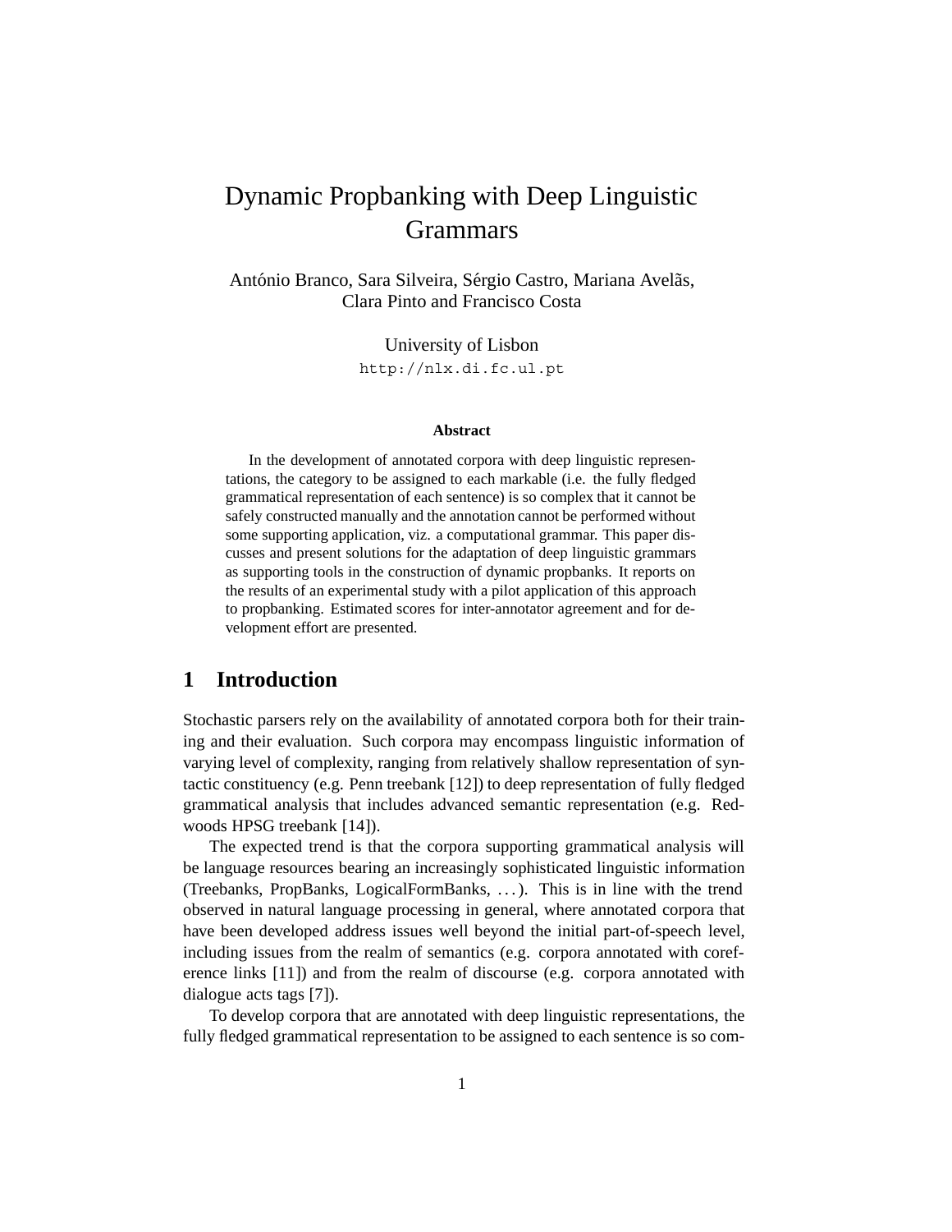# Dynamic Propbanking with Deep Linguistic Grammars

António Branco, Sara Silveira, Sérgio Castro, Mariana Avelãs, Clara Pinto and Francisco Costa

University of Lisbon

http://nlx.di.fc.ul.pt

### Abstract

In the development of annotated corpora with deep linguistic representations, the category to be assigned to each markable (i.e. the fully fledged grammatical representation of each sentence) is so complex that it cannot be safely constructed manually and the annotation cannot be performed without some supporting application, viz. a computational grammar. This paper discusses and present solutions for the adaptation of deep linguistic grammars as supporting tools in the construction of dynamic propbanks. It reports on the results of an experimental study with a pilot application of this approach to propbanking. Estimated scores for inter-annotator agreement and for development effort are presented.

## 1 Introduction

Stochastic parsers rely on the availability of annotated corpora both for their training and their evaluation. Such corpora may encompass linguistic information of varying level of complexity, ranging from relatively shallow representation of syntactic constituency (e.g. Penn treebank [12]) to deep representation of fully fledged grammatical analysis that includes advanced semantic representation (e.g. Redwoods HPSG treebank [14]).

The expected trend is that the corpora supporting grammatical analysis will be language resources bearing an increasingly sophisticated linguistic information (Treebanks, PropBanks, LogicalFormBanks, ...). This is in line with the trend observed in natural language processing in general, where annotated corpora that have been developed address issues well beyond the initial part-of-speech level, including issues from the realm of semantics (e.g. corpora annotated with coreference links [11]) and from the realm of discourse (e.g. corpora annotated with dialogue acts tags [7]).

To develop corpora that are annotated with deep linguistic representations, the fully fledged grammatical representation to be assigned to each sentence is so com-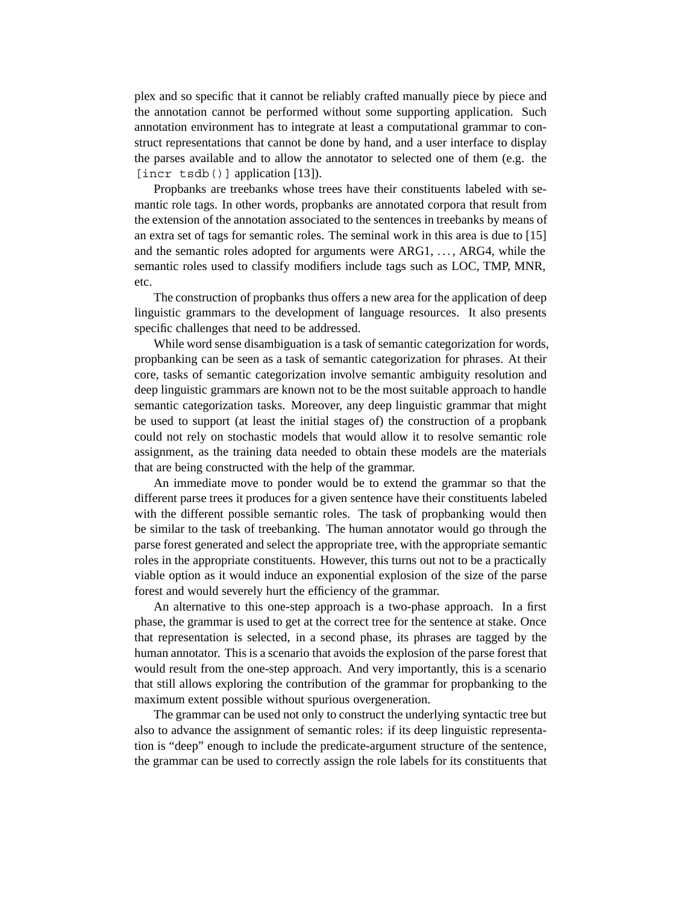plex and so specific that it cannot be reliably crafted manually piece by piece and the annotation cannot be performed without some supporting application. Such annotation environment has to integrate at least a computational grammar to construct representations that cannot be done by hand, and a user interface to display the parses available and to allow the annotator to selected one of them (e.g. the `[incr tsdb()]` application [13]).

Propbanks are treebanks whose trees have their constituents labeled with semantic role tags. In other words, propbanks are annotated corpora that result from the extension of the annotation associated to the sentences in treebanks by means of an extra set of tags for semantic roles. The seminal work in this area is due to [15] and the semantic roles adopted for arguments were ARG1, ..., ARG4, while the semantic roles used to classify modifiers include tags such as LOC, TMP, MNR, etc.

The construction of propbanks thus offers a new area for the application of deep linguistic grammars to the development of language resources. It also presents specific challenges that need to be addressed.

While word sense disambiguation is a task of semantic categorization for words, propbanking can be seen as a task of semantic categorization for phrases. At their core, tasks of semantic categorization involve semantic ambiguity resolution and deep linguistic grammars are known not to be the most suitable approach to handle semantic categorization tasks. Moreover, any deep linguistic grammar that might be used to support (at least the initial stages of) the construction of a propbank could not rely on stochastic models that would allow it to resolve semantic role assignment, as the training data needed to obtain these models are the materials that are being constructed with the help of the grammar.

An immediate move to ponder would be to extend the grammar so that the different parse trees it produces for a given sentence have their constituents labeled with the different possible semantic roles. The task of propbanking would then be similar to the task of treebanking. The human annotator would go through the parse forest generated and select the appropriate tree, with the appropriate semantic roles in the appropriate constituents. However, this turns out not to be a practically viable option as it would induce an exponential explosion of the size of the parse forest and would severely hurt the efficiency of the grammar.

An alternative to this one-step approach is a two-phase approach. In a first phase, the grammar is used to get at the correct tree for the sentence at stake. Once that representation is selected, in a second phase, its phrases are tagged by the human annotator. This is a scenario that avoids the explosion of the parse forest that would result from the one-step approach. And very importantly, this is a scenario that still allows exploring the contribution of the grammar for propbanking to the maximum extent possible without spurious overgeneration.

The grammar can be used not only to construct the underlying syntactic tree but also to advance the assignment of semantic roles: if its deep linguistic representation is "deep" enough to include the predicate-argument structure of the sentence, the grammar can be used to correctly assign the role labels for its constituents that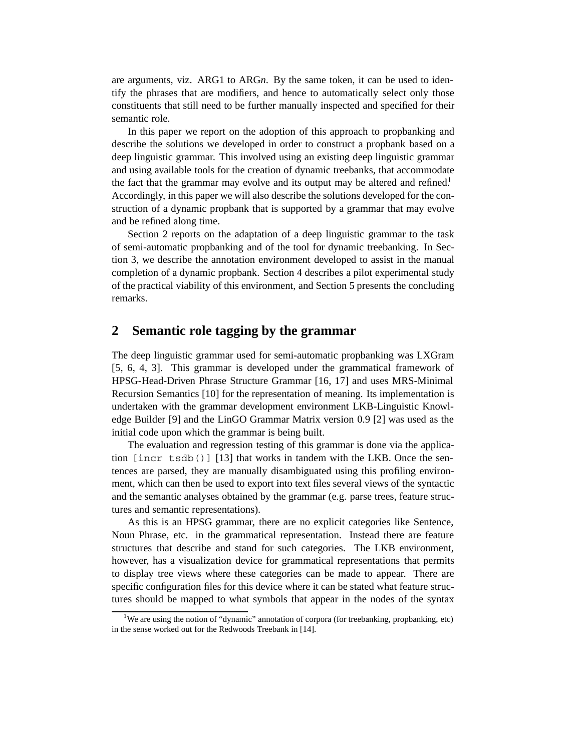are arguments, viz. ARG1 to ARG*n*. By the same token, it can be used to identify the phrases that are modifiers, and hence to automatically select only those constituents that still need to be further manually inspected and specified for their semantic role.

In this paper we report on the adoption of this approach to propbanking and describe the solutions we developed in order to construct a propbank based on a deep linguistic grammar. This involved using an existing deep linguistic grammar and using available tools for the creation of dynamic treebanks, that accommodate the fact that the grammar may evolve and its output may be altered and refined.[1] Accordingly, in this paper we will also describe the solutions developed for the construction of a dynamic propbank that is supported by a grammar that may evolve and be refined along time.

Section 2 reports on the adaptation of a deep linguistic grammar to the task of semi-automatic propbanking and of the tool for dynamic treebanking. In Section 3, we describe the annotation environment developed to assist in the manual completion of a dynamic propbank. Section 4 describes a pilot experimental study of the practical viability of this environment, and Section 5 presents the concluding remarks.

## 2 Semantic role tagging by the grammar

The deep linguistic grammar used for semi-automatic propbanking was LXGram [5, 6, 4, 3]. This grammar is developed under the grammatical framework of HPSG-Head-Driven Phrase Structure Grammar [16, 17] and uses MRS-Minimal Recursion Semantics [10] for the representation of meaning. Its implementation is undertaken with the grammar development environment LKB-Linguistic Knowledge Builder [9] and the LinGO Grammar Matrix version 0.9 [2] was used as the initial code upon which the grammar is being built.

The evaluation and regression testing of this grammar is done via the application `[incr tsdb()]` [13] that works in tandem with the LKB. Once the sentences are parsed, they are manually disambiguated using this profiling environment, which can then be used to export into text files several views of the syntactic and the semantic analyses obtained by the grammar (e.g. parse trees, feature structures and semantic representations).

As this is an HPSG grammar, there are no explicit categories like Sentence, Noun Phrase, etc. in the grammatical representation. Instead there are feature structures that describe and stand for such categories. The LKB environment, however, has a visualization device for grammatical representations that permits to display tree views where these categories can be made to appear. There are specific configuration files for this device where it can be stated what feature structures should be mapped to what symbols that appear in the nodes of the syntax

[1] We are using the notion of "dynamic" annotation of corpora (for treebanking, propbanking, etc) in the sense worked out for the Redwoods Treebank in [14].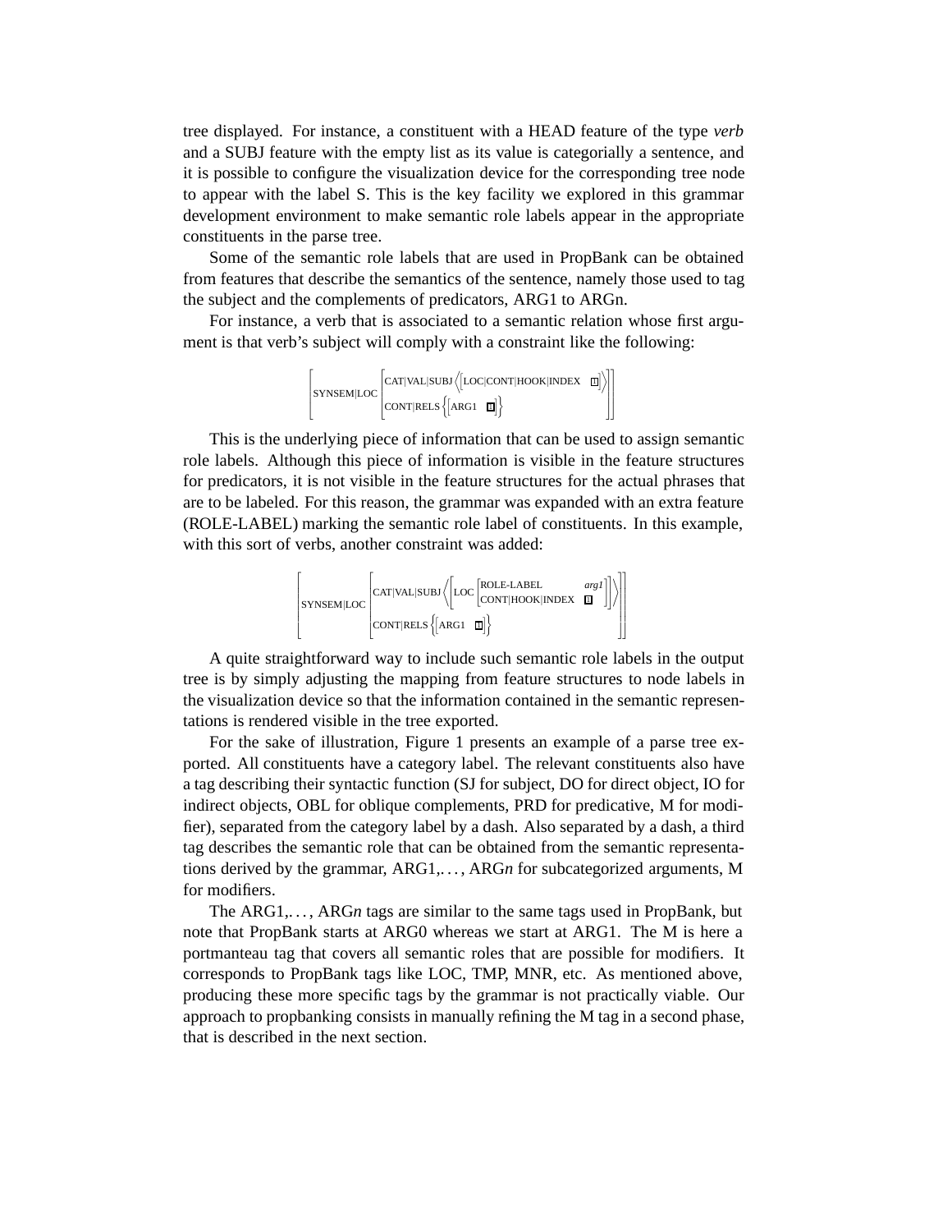tree displayed. For instance, a constituent with a HEAD feature of the type *verb* and a SUBJ feature with the empty list as its value is categorially a sentence, and it is possible to configure the visualization device for the corresponding tree node to appear with the label S. This is the key facility we explored in this grammar development environment to make semantic role labels appear in the appropriate constituents in the parse tree.

Some of the semantic role labels that are used in PropBank can be obtained from features that describe the semantics of the sentence, namely those used to tag the subject and the complements of predicators, ARG1 to ARGn.

For instance, a verb that is associated to a semantic relation whose first argument is that verb's subject will comply with a constraint like the following:

$$\left[\text{SYNSEM|LOC}\begin{bmatrix}\text{CAT|VAL|SUBJ}\left\langle\left[\text{LOC|CONT|HOOK|INDEX} \quad \boxed{1}\right]\right\rangle \\ \text{CONT|RELS}\left\{\left[\text{ARG1} \quad \boxed{1}\right]\right\}\end{bmatrix}\right]$$

This is the underlying piece of information that can be used to assign semantic role labels. Although this piece of information is visible in the feature structures for predicators, it is not visible in the feature structures for the actual phrases that are to be labeled. For this reason, the grammar was expanded with an extra feature (ROLE-LABEL) marking the semantic role label of constituents. In this example, with this sort of verbs, another constraint was added:

$$\left[\text{SYNSEM|LOC}\begin{bmatrix}\text{CAT|VAL|SUBJ}\left\langle\left[\text{LOC}\begin{bmatrix}\text{ROLE-LABEL} & \textit{arg1} \\ \text{CONT|HOOK|INDEX} & \boxed{1}\end{bmatrix}\right]\right\rangle \\ \text{CONT|RELS}\left\{\left[\text{ARG1} \quad \boxed{1}\right]\right\}\end{bmatrix}\right]$$

A quite straightforward way to include such semantic role labels in the output tree is by simply adjusting the mapping from feature structures to node labels in the visualization device so that the information contained in the semantic representations is rendered visible in the tree exported.

For the sake of illustration, Figure 1 presents an example of a parse tree exported. All constituents have a category label. The relevant constituents also have a tag describing their syntactic function (SJ for subject, DO for direct object, IO for indirect objects, OBL for oblique complements, PRD for predicative, M for modifier), separated from the category label by a dash. Also separated by a dash, a third tag describes the semantic role that can be obtained from the semantic representations derived by the grammar, ARG1,. . . , ARG*n* for subcategorized arguments, M for modifiers.

The ARG1,. . . , ARG*n* tags are similar to the same tags used in PropBank, but note that PropBank starts at ARG0 whereas we start at ARG1. The M is here a portmanteau tag that covers all semantic roles that are possible for modifiers. It corresponds to PropBank tags like LOC, TMP, MNR, etc. As mentioned above, producing these more specific tags by the grammar is not practically viable. Our approach to propbanking consists in manually refining the M tag in a second phase, that is described in the next section.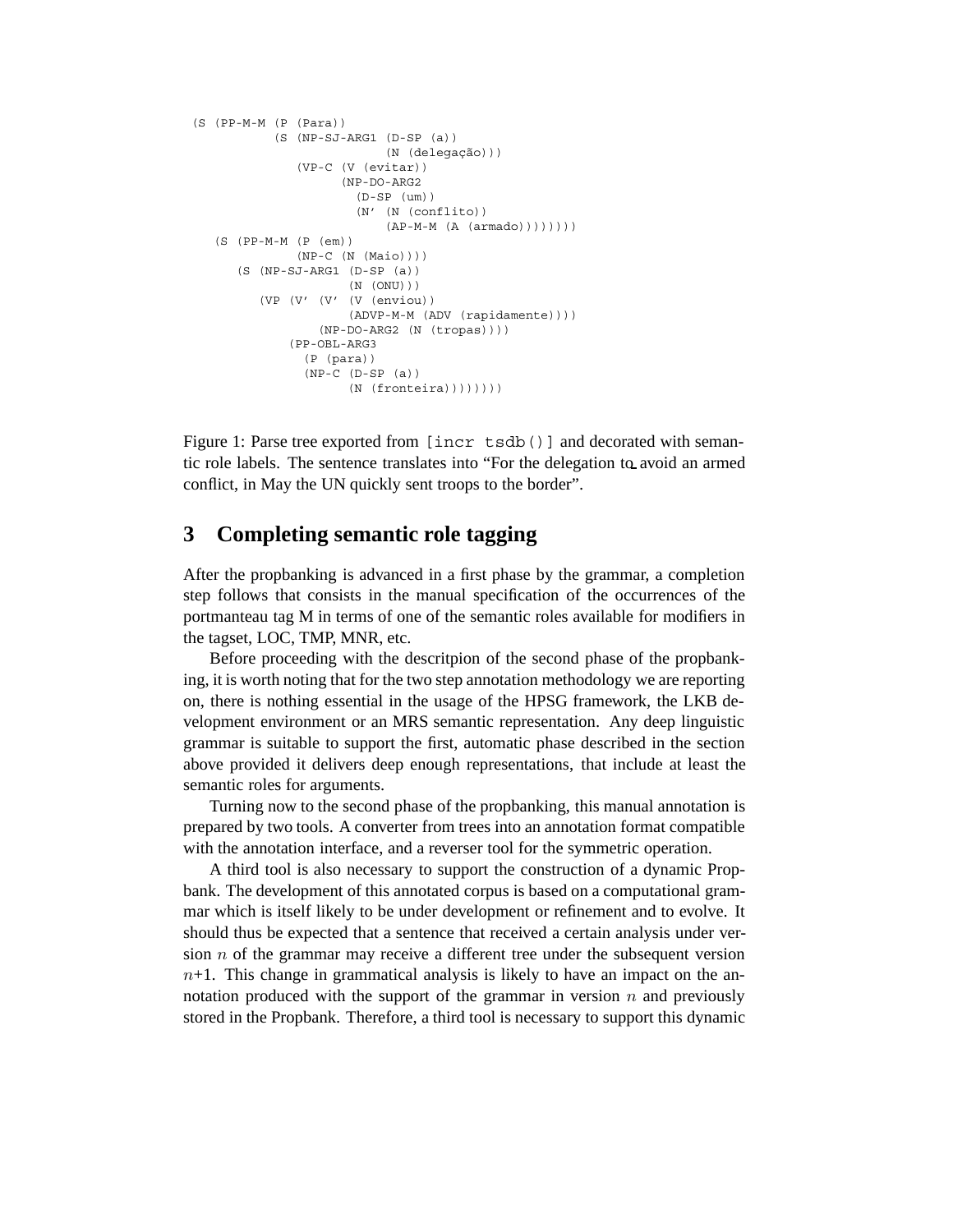```
(S (PP-M-M (P (Para))
           (S (NP-SJ-ARG1 (D-SP (a))
                          (N (delegação)))
              (VP-C (V (evitar))
                    (NP-DO-ARG2
                      (D-SP (um))
                      (N' (N (conflito))
                          (AP-M-M (A (armado)))))))
   (S (PP-M-M (P (em))
              (NP-C (N (Maio))))
      (S (NP-SJ-ARG1 (D-SP (a))
                     (N (ONU)))
         (VP (V' (V' (V (enviou))
                     (ADVP-M-M (ADV (rapidamente))))
                 (NP-DO-ARG2 (N (tropas))))
             (PP-OBL-ARG3
               (P (para))
               (NP-C (D-SP (a))
                     (N (fronteira)))))))
```

Figure 1: Parse tree exported from `[incr tsdb()]` and decorated with semantic role labels. The sentence translates into "For the delegation to avoid an armed conflict, in May the UN quickly sent troops to the border".

## 3 Completing semantic role tagging

After the propbanking is advanced in a first phase by the grammar, a completion step follows that consists in the manual specification of the occurrences of the portmanteau tag M in terms of one of the semantic roles available for modifiers in the tagset, LOC, TMP, MNR, etc.

Before proceeding with the descritpion of the second phase of the propbanking, it is worth noting that for the two step annotation methodology we are reporting on, there is nothing essential in the usage of the HPSG framework, the LKB development environment or an MRS semantic representation. Any deep linguistic grammar is suitable to support the first, automatic phase described in the section above provided it delivers deep enough representations, that include at least the semantic roles for arguments.

Turning now to the second phase of the propbanking, this manual annotation is prepared by two tools. A converter from trees into an annotation format compatible with the annotation interface, and a reverser tool for the symmetric operation.

A third tool is also necessary to support the construction of a dynamic Propbank. The development of this annotated corpus is based on a computational grammar which is itself likely to be under development or refinement and to evolve. It should thus be expected that a sentence that received a certain analysis under version $n$ of the grammar may receive a different tree under the subsequent version $n$+1. This change in grammatical analysis is likely to have an impact on the annotation produced with the support of the grammar in version $n$ and previously stored in the Propbank. Therefore, a third tool is necessary to support this dynamic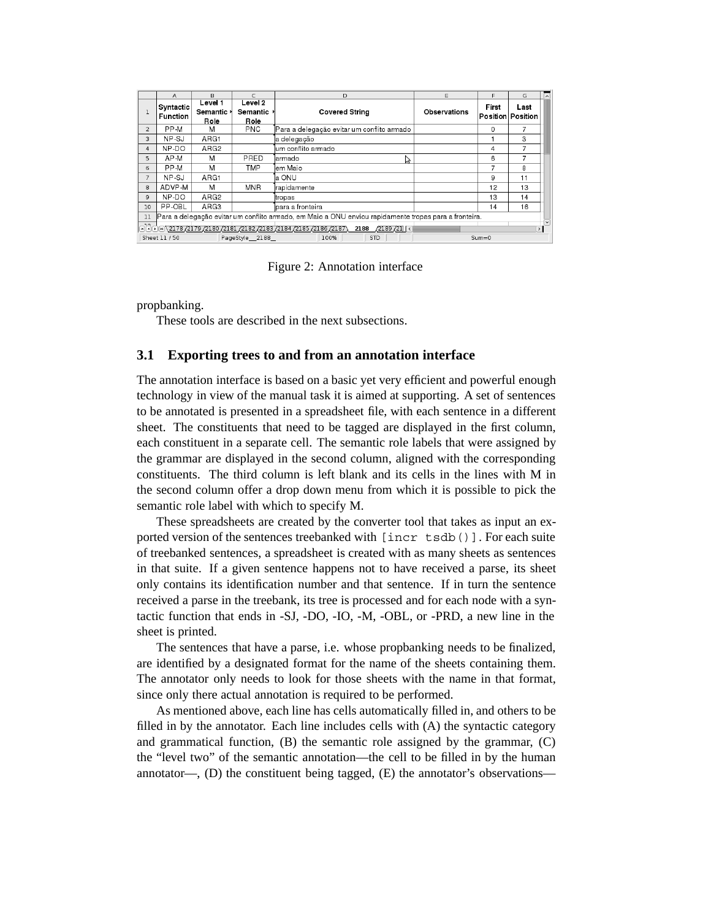| | A | B | C | D | E | F | G |
|---|---|---|---|---|---|---|---|
| 1 | Syntactic Function | Level 1 Semantic Role | Level 2 Semantic Role | Covered String | Observations | First Position | Last Position |
| 2 | PP-M | M | PNC | Para a delegação evitar um conflito armado | | 0 | 7 |
| 3 | NP-SJ | ARG1 | | a delegação | | 1 | 3 |
| 4 | NP-DO | ARG2 | | um conflito armado | | 4 | 7 |
| 5 | AP-M | M | PRED | armado | | 6 | 7 |
| 6 | PP-M | M | TMP | em Maio | | 7 | 8 |
| 7 | NP-SJ | ARG1 | | a ONU | | 9 | 11 |
| 8 | ADVP-M | M | MNR | rapidamente | | 12 | 13 |
| 9 | NP-DO | ARG2 | | tropas | | 13 | 14 |
| 10 | PP-OBL | ARG3 | | para a fronteira | | 14 | 16 |
| 11 | Para a delegação evitar um conflito armado, em Maio a ONU enviou rapidamente tropas para a fronteira. | | | | | | |

Figure 2: Annotation interface

propbanking.

These tools are described in the next subsections.

### 3.1 Exporting trees to and from an annotation interface

The annotation interface is based on a basic yet very efficient and powerful enough technology in view of the manual task it is aimed at supporting. A set of sentences to be annotated is presented in a spreadsheet file, with each sentence in a different sheet. The constituents that need to be tagged are displayed in the first column, each constituent in a separate cell. The semantic role labels that were assigned by the grammar are displayed in the second column, aligned with the corresponding constituents. The third column is left blank and its cells in the lines with M in the second column offer a drop down menu from which it is possible to pick the semantic role label with which to specify M.

These spreadsheets are created by the converter tool that takes as input an exported version of the sentences treebanked with `[incr tsdb()]`. For each suite of treebanked sentences, a spreadsheet is created with as many sheets as sentences in that suite. If a given sentence happens not to have received a parse, its sheet only contains its identification number and that sentence. If in turn the sentence received a parse in the treebank, its tree is processed and for each node with a syntactic function that ends in -SJ, -DO, -IO, -M, -OBL, or -PRD, a new line in the sheet is printed.

The sentences that have a parse, i.e. whose propbanking needs to be finalized, are identified by a designated format for the name of the sheets containing them. The annotator only needs to look for those sheets with the name in that format, since only there actual annotation is required to be performed.

As mentioned above, each line has cells automatically filled in, and others to be filled in by the annotator. Each line includes cells with (A) the syntactic category and grammatical function, (B) the semantic role assigned by the grammar, (C) the "level two" of the semantic annotation—the cell to be filled in by the human annotator—, (D) the constituent being tagged, (E) the annotator's observations—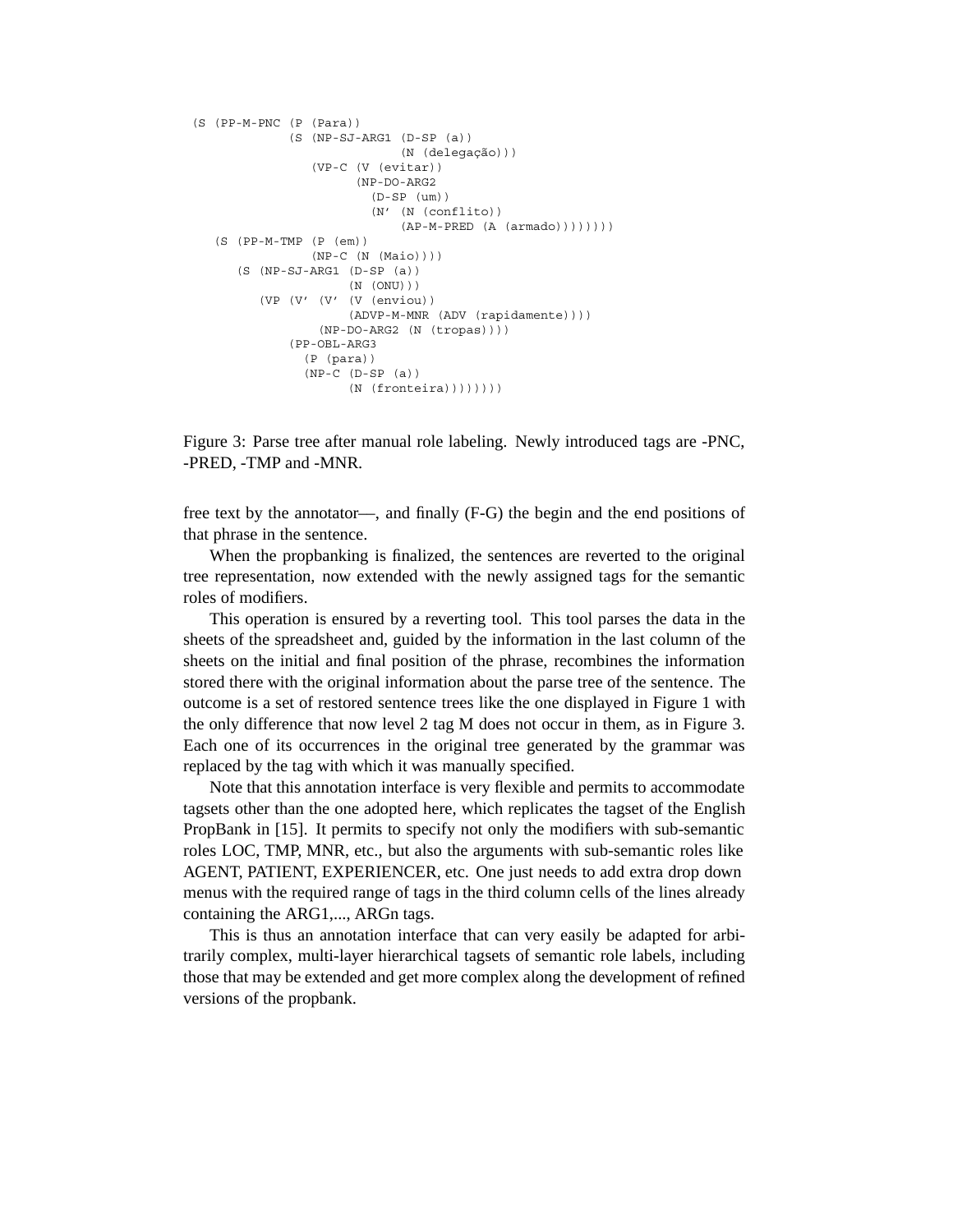```
(S (PP-M-PNC (P (Para))
             (S (NP-SJ-ARG1 (D-SP (a))
                            (N (delegação)))
                (VP-C (V (evitar))
                      (NP-DO-ARG2
                        (D-SP (um))
                        (N' (N (conflito))
                            (AP-M-PRED (A (armado))))))))
   (S (PP-M-TMP (P (em))
                (NP-C (N (Maio))))
      (S (NP-SJ-ARG1 (D-SP (a))
                     (N (ONU)))
         (VP (V' (V' (V (enviou))
                     (ADVP-M-MNR (ADV (rapidamente))))
                 (NP-DO-ARG2 (N (tropas))))
             (PP-OBL-ARG3
               (P (para))
               (NP-C (D-SP (a))
                     (N (fronteira))))))))
```

Figure 3: Parse tree after manual role labeling. Newly introduced tags are -PNC, -PRED, -TMP and -MNR.

free text by the annotator—, and finally (F-G) the begin and the end positions of that phrase in the sentence.

When the propbanking is finalized, the sentences are reverted to the original tree representation, now extended with the newly assigned tags for the semantic roles of modifiers.

This operation is ensured by a reverting tool. This tool parses the data in the sheets of the spreadsheet and, guided by the information in the last column of the sheets on the initial and final position of the phrase, recombines the information stored there with the original information about the parse tree of the sentence. The outcome is a set of restored sentence trees like the one displayed in Figure 1 with the only difference that now level 2 tag M does not occur in them, as in Figure 3. Each one of its occurrences in the original tree generated by the grammar was replaced by the tag with which it was manually specified.

Note that this annotation interface is very flexible and permits to accommodate tagsets other than the one adopted here, which replicates the tagset of the English PropBank in [15]. It permits to specify not only the modifiers with sub-semantic roles LOC, TMP, MNR, etc., but also the arguments with sub-semantic roles like AGENT, PATIENT, EXPERIENCER, etc. One just needs to add extra drop down menus with the required range of tags in the third column cells of the lines already containing the ARG1,..., ARGn tags.

This is thus an annotation interface that can very easily be adapted for arbitrarily complex, multi-layer hierarchical tagsets of semantic role labels, including those that may be extended and get more complex along the development of refined versions of the propbank.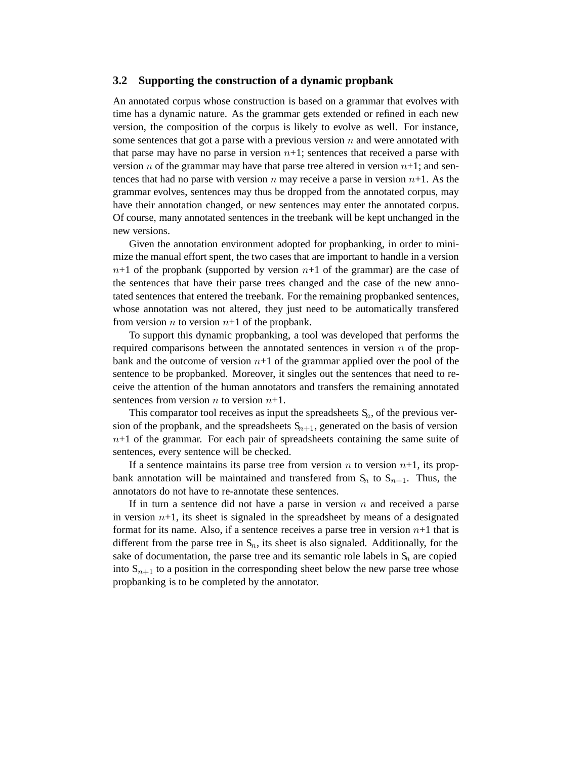### 3.2 Supporting the construction of a dynamic propbank

An annotated corpus whose construction is based on a grammar that evolves with time has a dynamic nature. As the grammar gets extended or refined in each new version, the composition of the corpus is likely to evolve as well. For instance, some sentences that got a parse with a previous version $n$ and were annotated with that parse may have no parse in version $n$+1; sentences that received a parse with version $n$ of the grammar may have that parse tree altered in version $n$+1; and sentences that had no parse with version $n$ may receive a parse in version $n$+1. As the grammar evolves, sentences may thus be dropped from the annotated corpus, may have their annotation changed, or new sentences may enter the annotated corpus. Of course, many annotated sentences in the treebank will be kept unchanged in the new versions.

Given the annotation environment adopted for propbanking, in order to minimize the manual effort spent, the two cases that are important to handle in a version $n$+1 of the propbank (supported by version $n$+1 of the grammar) are the case of the sentences that have their parse trees changed and the case of the new annotated sentences that entered the treebank. For the remaining propbanked sentences, whose annotation was not altered, they just need to be automatically transfered from version $n$ to version $n$+1 of the propbank.

To support this dynamic propbanking, a tool was developed that performs the required comparisons between the annotated sentences in version $n$ of the propbank and the outcome of version $n$+1 of the grammar applied over the pool of the sentence to be propbanked. Moreover, it singles out the sentences that need to receive the attention of the human annotators and transfers the remaining annotated sentences from version $n$ to version $n$+1.

This comparator tool receives as input the spreadsheets $S_n$, of the previous version of the propbank, and the spreadsheets $S_{n+1}$, generated on the basis of version $n$+1 of the grammar. For each pair of spreadsheets containing the same suite of sentences, every sentence will be checked.

If a sentence maintains its parse tree from version $n$ to version $n$+1, its propbank annotation will be maintained and transfered from $S_n$ to $S_{n+1}$. Thus, the annotators do not have to re-annotate these sentences.

If in turn a sentence did not have a parse in version $n$ and received a parse in version $n$+1, its sheet is signaled in the spreadsheet by means of a designated format for its name. Also, if a sentence receives a parse tree in version $n$+1 that is different from the parse tree in $S_n$, its sheet is also signaled. Additionally, for the sake of documentation, the parse tree and its semantic role labels in $S_n$ are copied into $S_{n+1}$ to a position in the corresponding sheet below the new parse tree whose propbanking is to be completed by the annotator.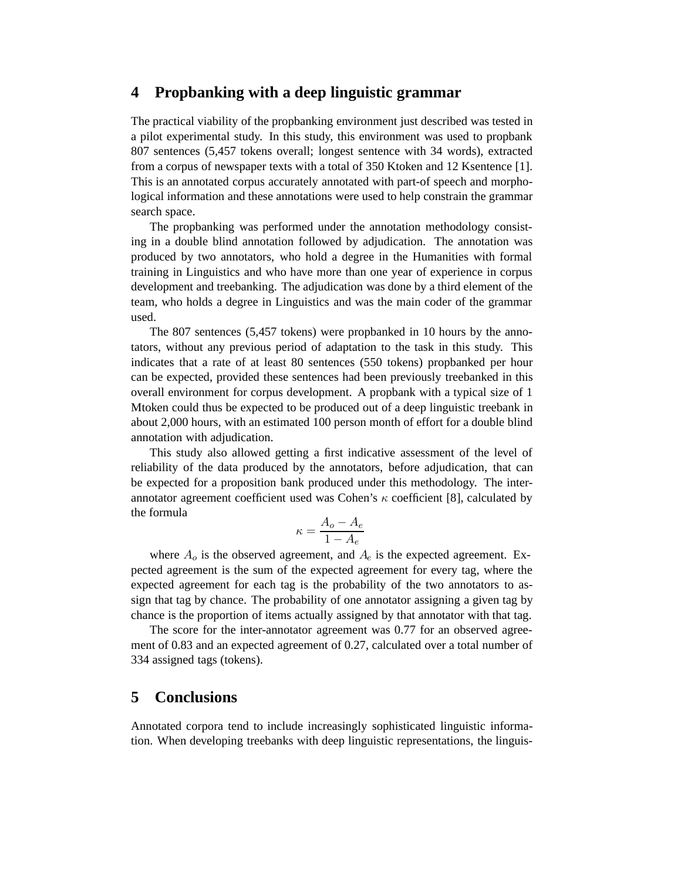## 4 Propbanking with a deep linguistic grammar

The practical viability of the propbanking environment just described was tested in a pilot experimental study. In this study, this environment was used to propbank 807 sentences (5,457 tokens overall; longest sentence with 34 words), extracted from a corpus of newspaper texts with a total of 350 Ktoken and 12 Ksentence [1]. This is an annotated corpus accurately annotated with part-of speech and morphological information and these annotations were used to help constrain the grammar search space.

The propbanking was performed under the annotation methodology consisting in a double blind annotation followed by adjudication. The annotation was produced by two annotators, who hold a degree in the Humanities with formal training in Linguistics and who have more than one year of experience in corpus development and treebanking. The adjudication was done by a third element of the team, who holds a degree in Linguistics and was the main coder of the grammar used.

The 807 sentences (5,457 tokens) were propbanked in 10 hours by the annotators, without any previous period of adaptation to the task in this study. This indicates that a rate of at least 80 sentences (550 tokens) propbanked per hour can be expected, provided these sentences had been previously treebanked in this overall environment for corpus development. A propbank with a typical size of 1 Mtoken could thus be expected to be produced out of a deep linguistic treebank in about 2,000 hours, with an estimated 100 person month of effort for a double blind annotation with adjudication.

This study also allowed getting a first indicative assessment of the level of reliability of the data produced by the annotators, before adjudication, that can be expected for a proposition bank produced under this methodology. The inter-annotator agreement coefficient used was Cohen's $\kappa$ coefficient [8], calculated by the formula

$$\kappa = \frac{A_o - A_e}{1 - A_e}$$

where $A_o$ is the observed agreement, and $A_e$ is the expected agreement. Expected agreement is the sum of the expected agreement for every tag, where the expected agreement for each tag is the probability of the two annotators to assign that tag by chance. The probability of one annotator assigning a given tag by chance is the proportion of items actually assigned by that annotator with that tag.

The score for the inter-annotator agreement was 0.77 for an observed agreement of 0.83 and an expected agreement of 0.27, calculated over a total number of 334 assigned tags (tokens).

## 5 Conclusions

Annotated corpora tend to include increasingly sophisticated linguistic information. When developing treebanks with deep linguistic representations, the linguis-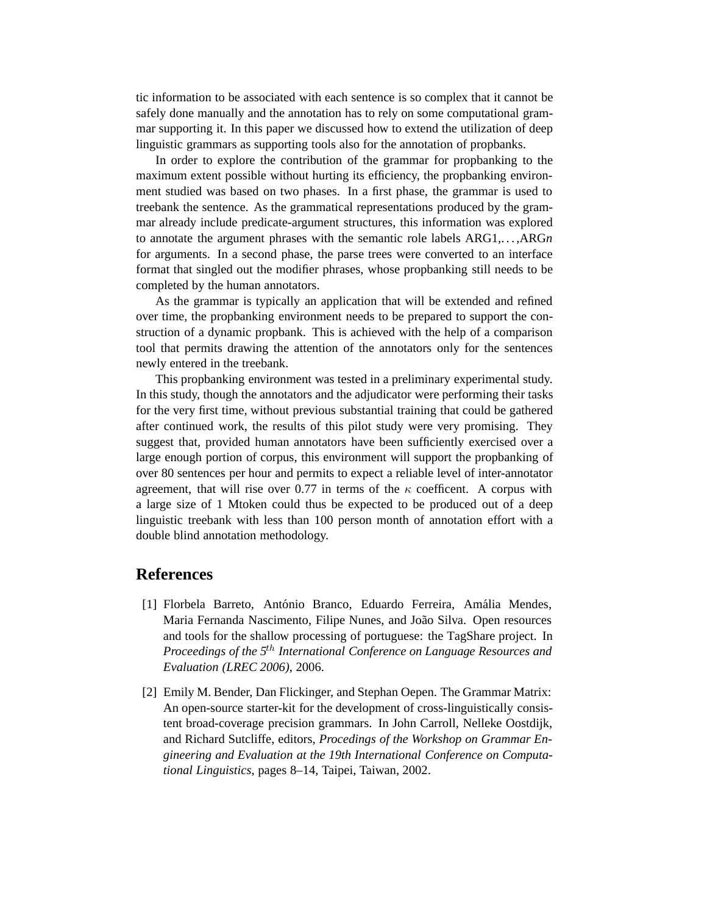tic information to be associated with each sentence is so complex that it cannot be safely done manually and the annotation has to rely on some computational grammar supporting it. In this paper we discussed how to extend the utilization of deep linguistic grammars as supporting tools also for the annotation of propbanks.

In order to explore the contribution of the grammar for propbanking to the maximum extent possible without hurting its efficiency, the propbanking environment studied was based on two phases. In a first phase, the grammar is used to treebank the sentence. As the grammatical representations produced by the grammar already include predicate-argument structures, this information was explored to annotate the argument phrases with the semantic role labels ARG1,. . . ,ARG*n* for arguments. In a second phase, the parse trees were converted to an interface format that singled out the modifier phrases, whose propbanking still needs to be completed by the human annotators.

As the grammar is typically an application that will be extended and refined over time, the propbanking environment needs to be prepared to support the construction of a dynamic propbank. This is achieved with the help of a comparison tool that permits drawing the attention of the annotators only for the sentences newly entered in the treebank.

This propbanking environment was tested in a preliminary experimental study. In this study, though the annotators and the adjudicator were performing their tasks for the very first time, without previous substantial training that could be gathered after continued work, the results of this pilot study were very promising. They suggest that, provided human annotators have been sufficiently exercised over a large enough portion of corpus, this environment will support the propbanking of over 80 sentences per hour and permits to expect a reliable level of inter-annotator agreement, that will rise over 0.77 in terms of the $\kappa$ coefficent. A corpus with a large size of 1 Mtoken could thus be expected to be produced out of a deep linguistic treebank with less than 100 person month of annotation effort with a double blind annotation methodology.

## References

[1] Florbela Barreto, António Branco, Eduardo Ferreira, Amália Mendes, Maria Fernanda Nascimento, Filipe Nunes, and João Silva. Open resources and tools for the shallow processing of portuguese: the TagShare project. In *Proceedings of the 5$^{th}$ International Conference on Language Resources and Evaluation (LREC 2006)*, 2006.

[2] Emily M. Bender, Dan Flickinger, and Stephan Oepen. The Grammar Matrix: An open-source starter-kit for the development of cross-linguistically consistent broad-coverage precision grammars. In John Carroll, Nelleke Oostdijk, and Richard Sutcliffe, editors, *Procedings of the Workshop on Grammar Engineering and Evaluation at the 19th International Conference on Computational Linguistics*, pages 8–14, Taipei, Taiwan, 2002.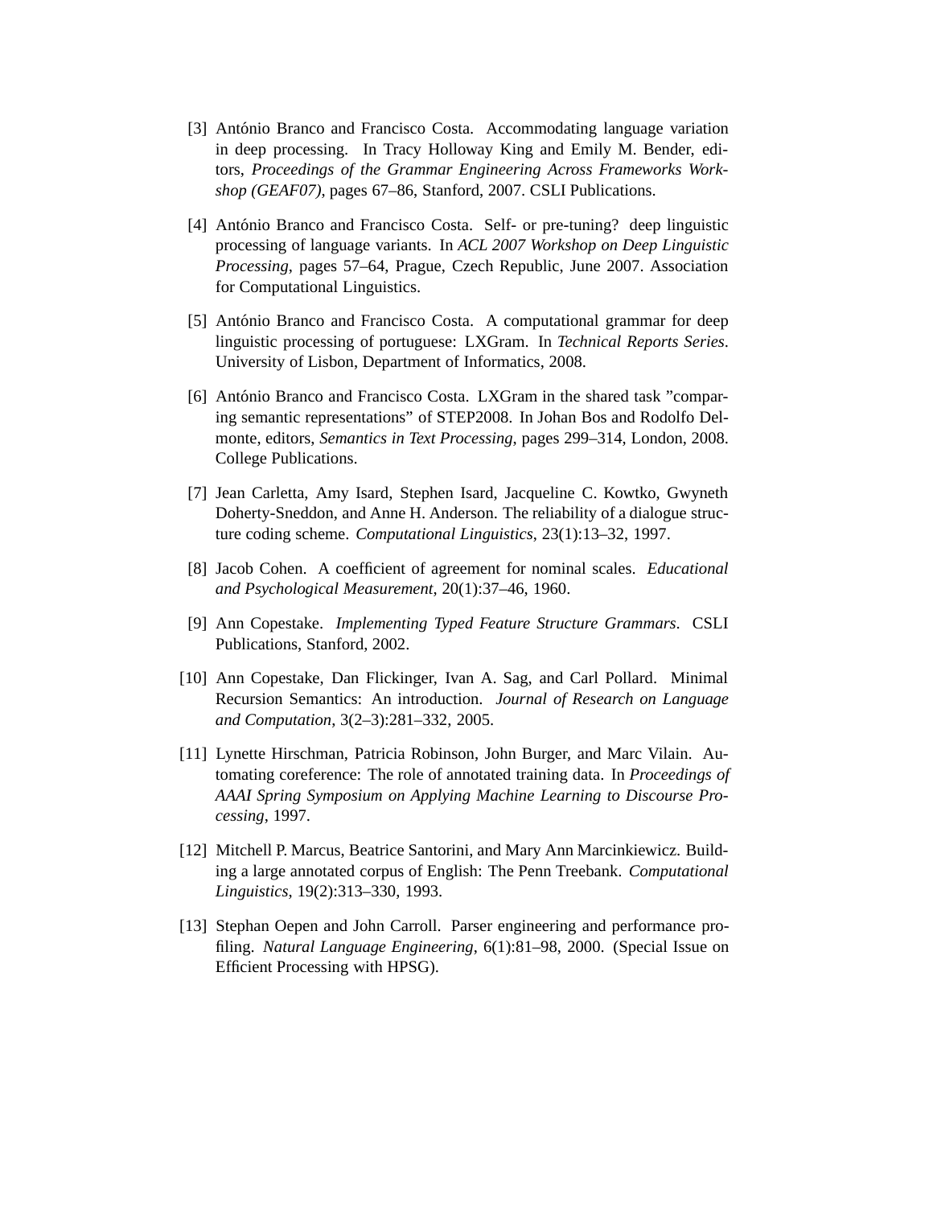[3] António Branco and Francisco Costa. Accommodating language variation in deep processing. In Tracy Holloway King and Emily M. Bender, editors, *Proceedings of the Grammar Engineering Across Frameworks Workshop (GEAF07)*, pages 67–86, Stanford, 2007. CSLI Publications.

[4] António Branco and Francisco Costa. Self- or pre-tuning? deep linguistic processing of language variants. In *ACL 2007 Workshop on Deep Linguistic Processing*, pages 57–64, Prague, Czech Republic, June 2007. Association for Computational Linguistics.

[5] António Branco and Francisco Costa. A computational grammar for deep linguistic processing of portuguese: LXGram. In *Technical Reports Series*. University of Lisbon, Department of Informatics, 2008.

[6] António Branco and Francisco Costa. LXGram in the shared task "comparing semantic representations" of STEP2008. In Johan Bos and Rodolfo Delmonte, editors, *Semantics in Text Processing*, pages 299–314, London, 2008. College Publications.

[7] Jean Carletta, Amy Isard, Stephen Isard, Jacqueline C. Kowtko, Gwyneth Doherty-Sneddon, and Anne H. Anderson. The reliability of a dialogue structure coding scheme. *Computational Linguistics*, 23(1):13–32, 1997.

[8] Jacob Cohen. A coefficient of agreement for nominal scales. *Educational and Psychological Measurement*, 20(1):37–46, 1960.

[9] Ann Copestake. *Implementing Typed Feature Structure Grammars*. CSLI Publications, Stanford, 2002.

[10] Ann Copestake, Dan Flickinger, Ivan A. Sag, and Carl Pollard. Minimal Recursion Semantics: An introduction. *Journal of Research on Language and Computation*, 3(2–3):281–332, 2005.

[11] Lynette Hirschman, Patricia Robinson, John Burger, and Marc Vilain. Automating coreference: The role of annotated training data. In *Proceedings of AAAI Spring Symposium on Applying Machine Learning to Discourse Processing*, 1997.

[12] Mitchell P. Marcus, Beatrice Santorini, and Mary Ann Marcinkiewicz. Building a large annotated corpus of English: The Penn Treebank. *Computational Linguistics*, 19(2):313–330, 1993.

[13] Stephan Oepen and John Carroll. Parser engineering and performance profiling. *Natural Language Engineering*, 6(1):81–98, 2000. (Special Issue on Efficient Processing with HPSG).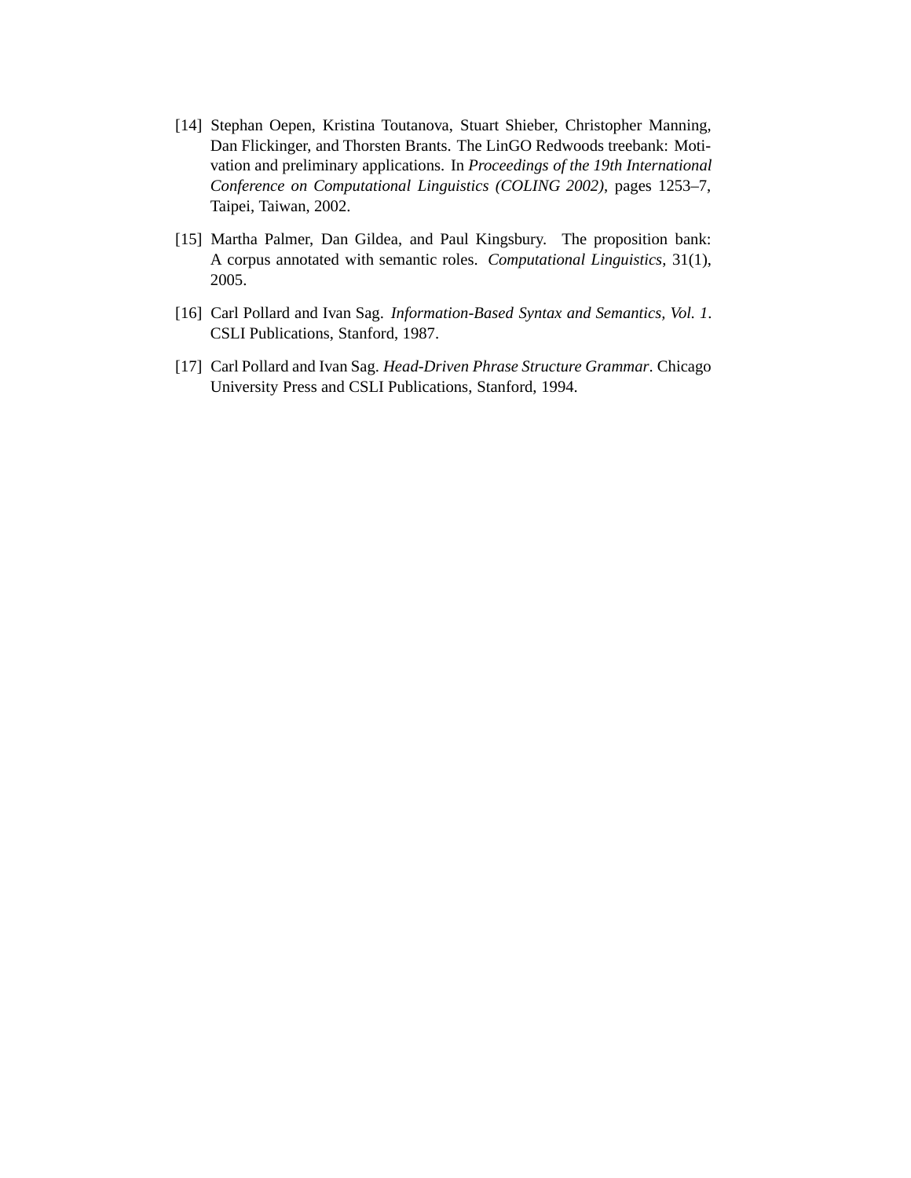[14] Stephan Oepen, Kristina Toutanova, Stuart Shieber, Christopher Manning, Dan Flickinger, and Thorsten Brants. The LinGO Redwoods treebank: Motivation and preliminary applications. In *Proceedings of the 19th International Conference on Computational Linguistics (COLING 2002)*, pages 1253–7, Taipei, Taiwan, 2002.

[15] Martha Palmer, Dan Gildea, and Paul Kingsbury. The proposition bank: A corpus annotated with semantic roles. *Computational Linguistics*, 31(1), 2005.

[16] Carl Pollard and Ivan Sag. *Information-Based Syntax and Semantics, Vol. 1*. CSLI Publications, Stanford, 1987.

[17] Carl Pollard and Ivan Sag. *Head-Driven Phrase Structure Grammar*. Chicago University Press and CSLI Publications, Stanford, 1994.